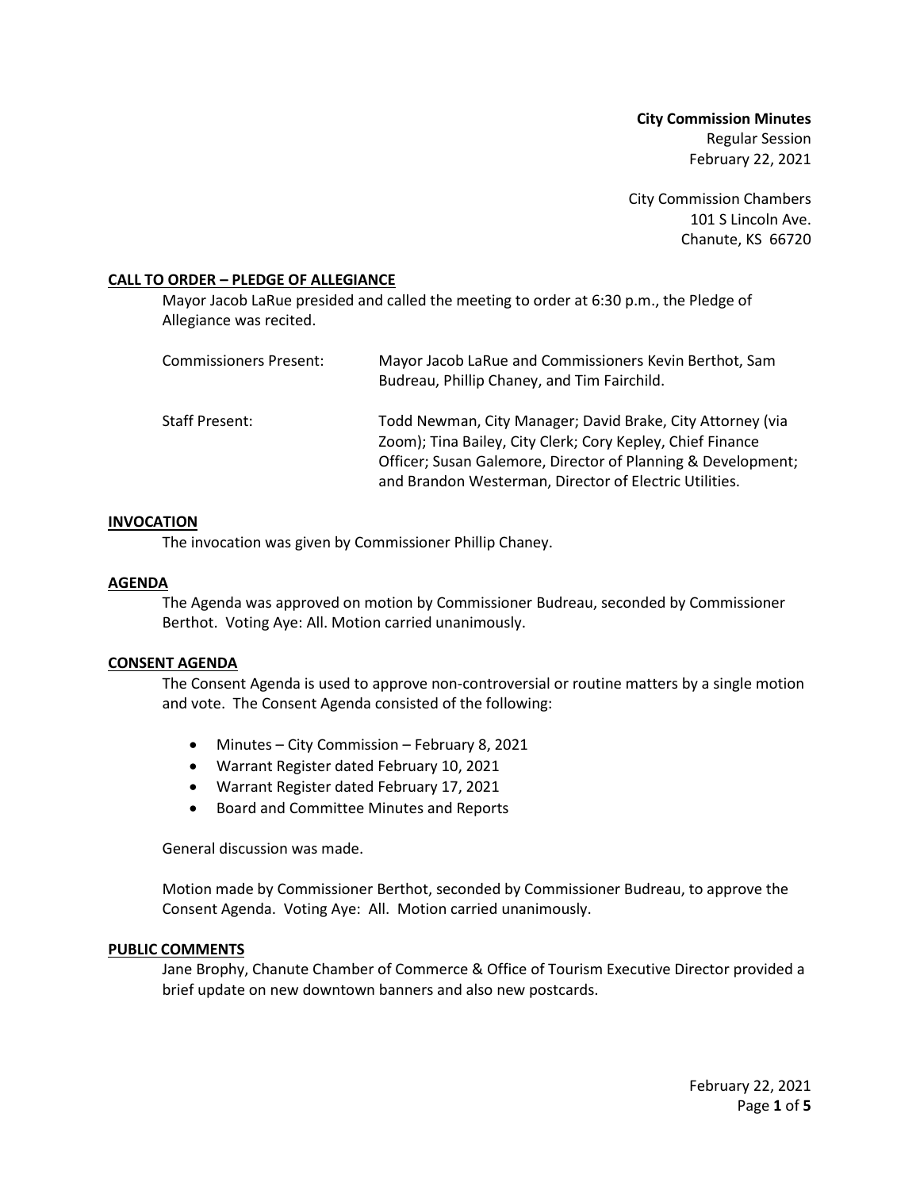**City Commission Minutes**
Regular Session
February 22, 2021

City Commission Chambers
101 S Lincoln Ave.
Chanute, KS 66720

## CALL TO ORDER – PLEDGE OF ALLEGIANCE

Mayor Jacob LaRue presided and called the meeting to order at 6:30 p.m., the Pledge of Allegiance was recited.

| | |
|---|---|
| Commissioners Present: | Mayor Jacob LaRue and Commissioners Kevin Berthot, Sam Budreau, Phillip Chaney, and Tim Fairchild. |
| Staff Present: | Todd Newman, City Manager; David Brake, City Attorney (via Zoom); Tina Bailey, City Clerk; Cory Kepley, Chief Finance Officer; Susan Galemore, Director of Planning & Development; and Brandon Westerman, Director of Electric Utilities. |

## INVOCATION

The invocation was given by Commissioner Phillip Chaney.

## AGENDA

The Agenda was approved on motion by Commissioner Budreau, seconded by Commissioner Berthot. Voting Aye: All. Motion carried unanimously.

## CONSENT AGENDA

The Consent Agenda is used to approve non-controversial or routine matters by a single motion and vote. The Consent Agenda consisted of the following:

- Minutes – City Commission – February 8, 2021
- Warrant Register dated February 10, 2021
- Warrant Register dated February 17, 2021
- Board and Committee Minutes and Reports

General discussion was made.

Motion made by Commissioner Berthot, seconded by Commissioner Budreau, to approve the Consent Agenda. Voting Aye: All. Motion carried unanimously.

## PUBLIC COMMENTS

Jane Brophy, Chanute Chamber of Commerce & Office of Tourism Executive Director provided a brief update on new downtown banners and also new postcards.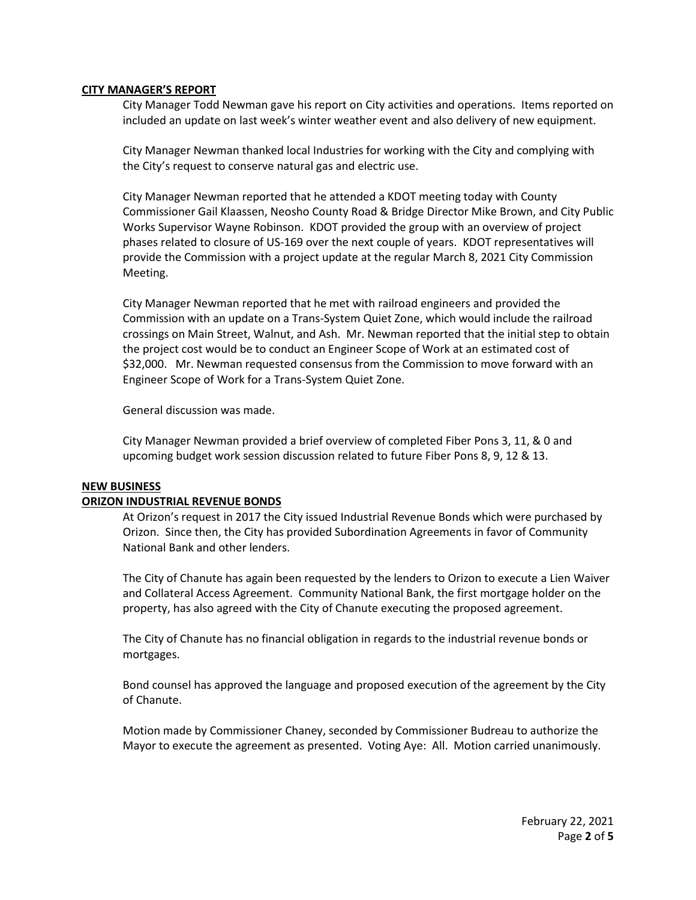## CITY MANAGER'S REPORT

City Manager Todd Newman gave his report on City activities and operations. Items reported on included an update on last week's winter weather event and also delivery of new equipment.

City Manager Newman thanked local Industries for working with the City and complying with the City's request to conserve natural gas and electric use.

City Manager Newman reported that he attended a KDOT meeting today with County Commissioner Gail Klaassen, Neosho County Road & Bridge Director Mike Brown, and City Public Works Supervisor Wayne Robinson. KDOT provided the group with an overview of project phases related to closure of US-169 over the next couple of years. KDOT representatives will provide the Commission with a project update at the regular March 8, 2021 City Commission Meeting.

City Manager Newman reported that he met with railroad engineers and provided the Commission with an update on a Trans-System Quiet Zone, which would include the railroad crossings on Main Street, Walnut, and Ash. Mr. Newman reported that the initial step to obtain the project cost would be to conduct an Engineer Scope of Work at an estimated cost of $32,000. Mr. Newman requested consensus from the Commission to move forward with an Engineer Scope of Work for a Trans-System Quiet Zone.

General discussion was made.

City Manager Newman provided a brief overview of completed Fiber Pons 3, 11, & 0 and upcoming budget work session discussion related to future Fiber Pons 8, 9, 12 & 13.

## NEW BUSINESS

### ORIZON INDUSTRIAL REVENUE BONDS

At Orizon's request in 2017 the City issued Industrial Revenue Bonds which were purchased by Orizon. Since then, the City has provided Subordination Agreements in favor of Community National Bank and other lenders.

The City of Chanute has again been requested by the lenders to Orizon to execute a Lien Waiver and Collateral Access Agreement. Community National Bank, the first mortgage holder on the property, has also agreed with the City of Chanute executing the proposed agreement.

The City of Chanute has no financial obligation in regards to the industrial revenue bonds or mortgages.

Bond counsel has approved the language and proposed execution of the agreement by the City of Chanute.

Motion made by Commissioner Chaney, seconded by Commissioner Budreau to authorize the Mayor to execute the agreement as presented. Voting Aye: All. Motion carried unanimously.

February 22, 2021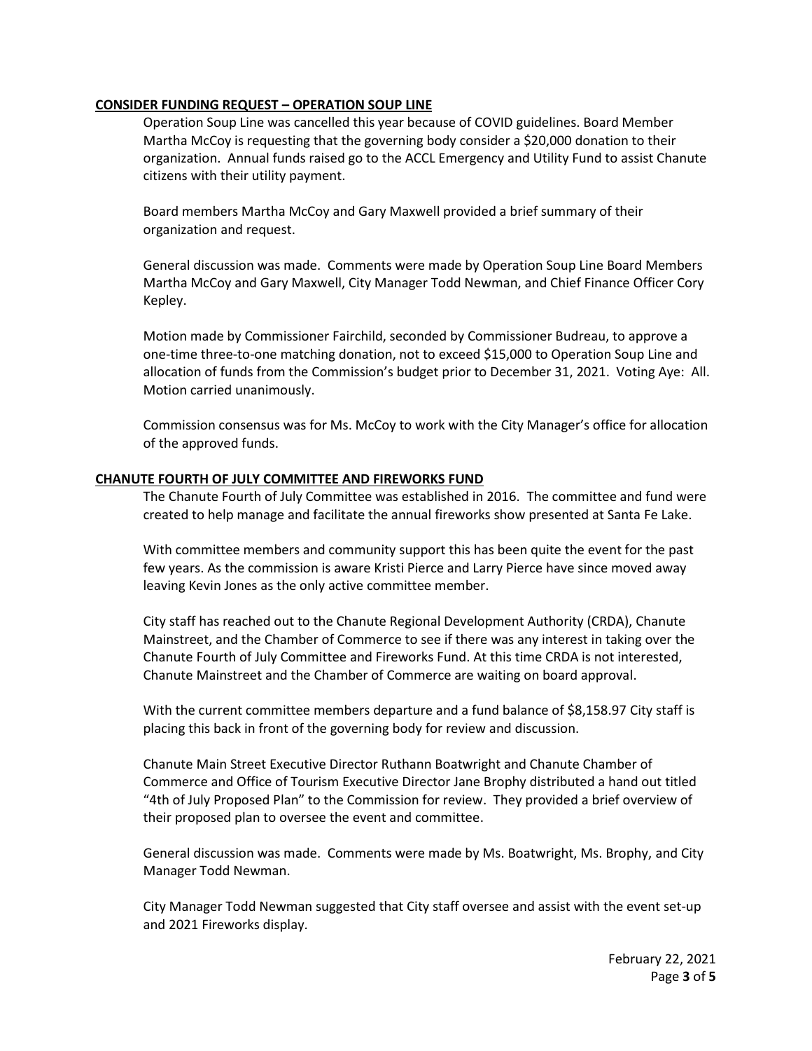**CONSIDER FUNDING REQUEST – OPERATION SOUP LINE**

Operation Soup Line was cancelled this year because of COVID guidelines. Board Member Martha McCoy is requesting that the governing body consider a $20,000 donation to their organization. Annual funds raised go to the ACCL Emergency and Utility Fund to assist Chanute citizens with their utility payment.

Board members Martha McCoy and Gary Maxwell provided a brief summary of their organization and request.

General discussion was made. Comments were made by Operation Soup Line Board Members Martha McCoy and Gary Maxwell, City Manager Todd Newman, and Chief Finance Officer Cory Kepley.

Motion made by Commissioner Fairchild, seconded by Commissioner Budreau, to approve a one-time three-to-one matching donation, not to exceed $15,000 to Operation Soup Line and allocation of funds from the Commission's budget prior to December 31, 2021. Voting Aye: All. Motion carried unanimously.

Commission consensus was for Ms. McCoy to work with the City Manager's office for allocation of the approved funds.

**CHANUTE FOURTH OF JULY COMMITTEE AND FIREWORKS FUND**

The Chanute Fourth of July Committee was established in 2016. The committee and fund were created to help manage and facilitate the annual fireworks show presented at Santa Fe Lake.

With committee members and community support this has been quite the event for the past few years. As the commission is aware Kristi Pierce and Larry Pierce have since moved away leaving Kevin Jones as the only active committee member.

City staff has reached out to the Chanute Regional Development Authority (CRDA), Chanute Mainstreet, and the Chamber of Commerce to see if there was any interest in taking over the Chanute Fourth of July Committee and Fireworks Fund. At this time CRDA is not interested, Chanute Mainstreet and the Chamber of Commerce are waiting on board approval.

With the current committee members departure and a fund balance of $8,158.97 City staff is placing this back in front of the governing body for review and discussion.

Chanute Main Street Executive Director Ruthann Boatwright and Chanute Chamber of Commerce and Office of Tourism Executive Director Jane Brophy distributed a hand out titled "4th of July Proposed Plan" to the Commission for review. They provided a brief overview of their proposed plan to oversee the event and committee.

General discussion was made. Comments were made by Ms. Boatwright, Ms. Brophy, and City Manager Todd Newman.

City Manager Todd Newman suggested that City staff oversee and assist with the event set-up and 2021 Fireworks display.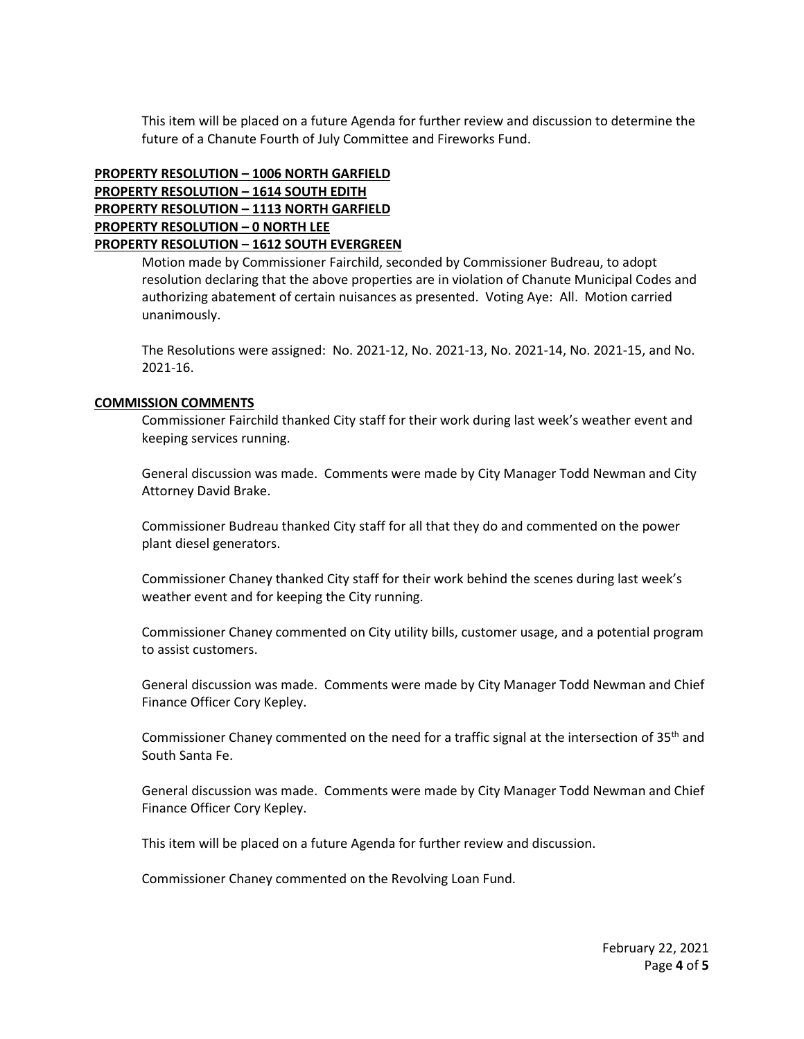This item will be placed on a future Agenda for further review and discussion to determine the future of a Chanute Fourth of July Committee and Fireworks Fund.

**PROPERTY RESOLUTION – 1006 NORTH GARFIELD**
**PROPERTY RESOLUTION – 1614 SOUTH EDITH**
**PROPERTY RESOLUTION – 1113 NORTH GARFIELD**
**PROPERTY RESOLUTION – 0 NORTH LEE**
**PROPERTY RESOLUTION – 1612 SOUTH EVERGREEN**

Motion made by Commissioner Fairchild, seconded by Commissioner Budreau, to adopt resolution declaring that the above properties are in violation of Chanute Municipal Codes and authorizing abatement of certain nuisances as presented. Voting Aye: All. Motion carried unanimously.

The Resolutions were assigned: No. 2021-12, No. 2021-13, No. 2021-14, No. 2021-15, and No. 2021-16.

**COMMISSION COMMENTS**

Commissioner Fairchild thanked City staff for their work during last week's weather event and keeping services running.

General discussion was made. Comments were made by City Manager Todd Newman and City Attorney David Brake.

Commissioner Budreau thanked City staff for all that they do and commented on the power plant diesel generators.

Commissioner Chaney thanked City staff for their work behind the scenes during last week's weather event and for keeping the City running.

Commissioner Chaney commented on City utility bills, customer usage, and a potential program to assist customers.

General discussion was made. Comments were made by City Manager Todd Newman and Chief Finance Officer Cory Kepley.

Commissioner Chaney commented on the need for a traffic signal at the intersection of 35th and South Santa Fe.

General discussion was made. Comments were made by City Manager Todd Newman and Chief Finance Officer Cory Kepley.

This item will be placed on a future Agenda for further review and discussion.

Commissioner Chaney commented on the Revolving Loan Fund.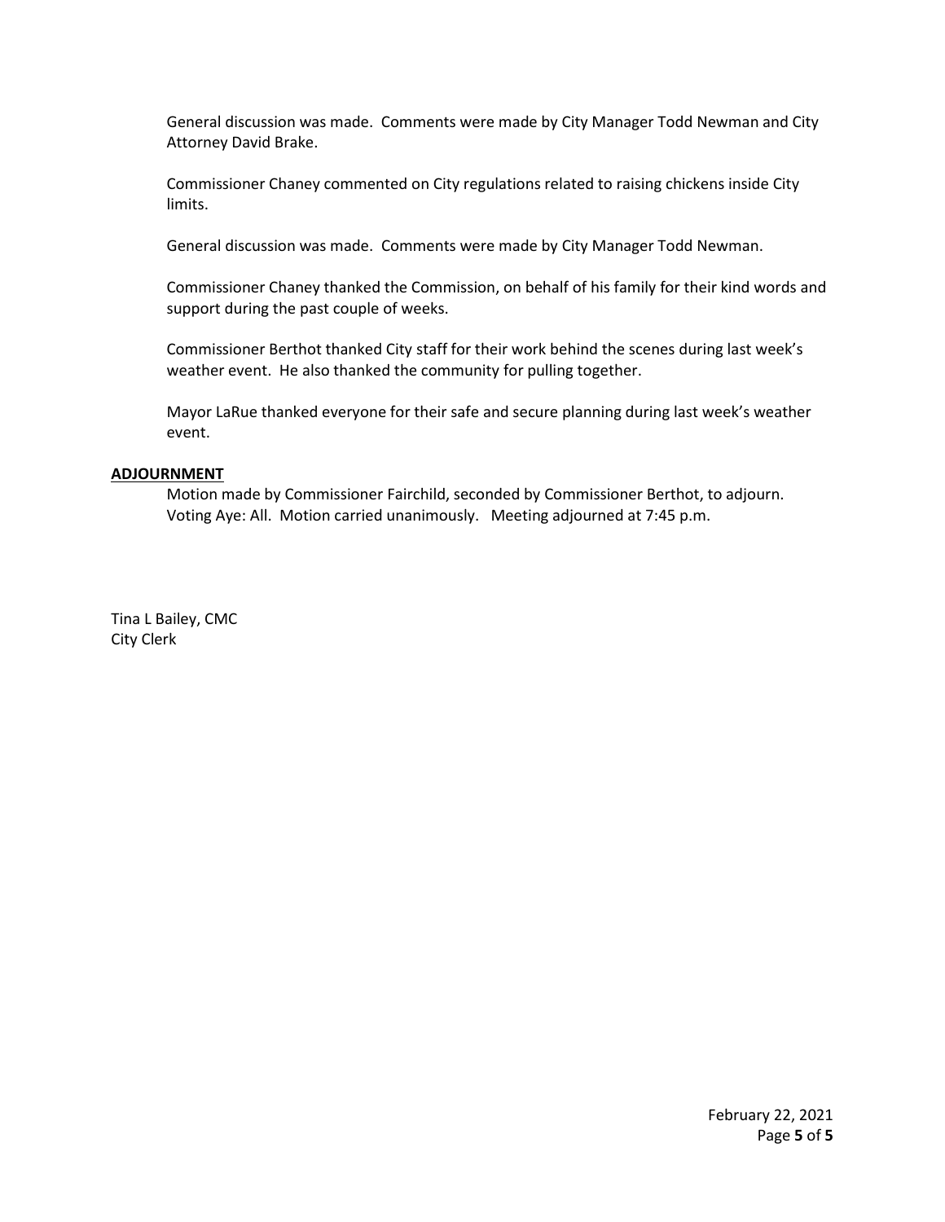General discussion was made. Comments were made by City Manager Todd Newman and City Attorney David Brake.

Commissioner Chaney commented on City regulations related to raising chickens inside City limits.

General discussion was made. Comments were made by City Manager Todd Newman.

Commissioner Chaney thanked the Commission, on behalf of his family for their kind words and support during the past couple of weeks.

Commissioner Berthot thanked City staff for their work behind the scenes during last week's weather event. He also thanked the community for pulling together.

Mayor LaRue thanked everyone for their safe and secure planning during last week's weather event.

**ADJOURNMENT**

Motion made by Commissioner Fairchild, seconded by Commissioner Berthot, to adjourn. Voting Aye: All. Motion carried unanimously. Meeting adjourned at 7:45 p.m.

Tina L Bailey, CMC
City Clerk

February 22, 2021